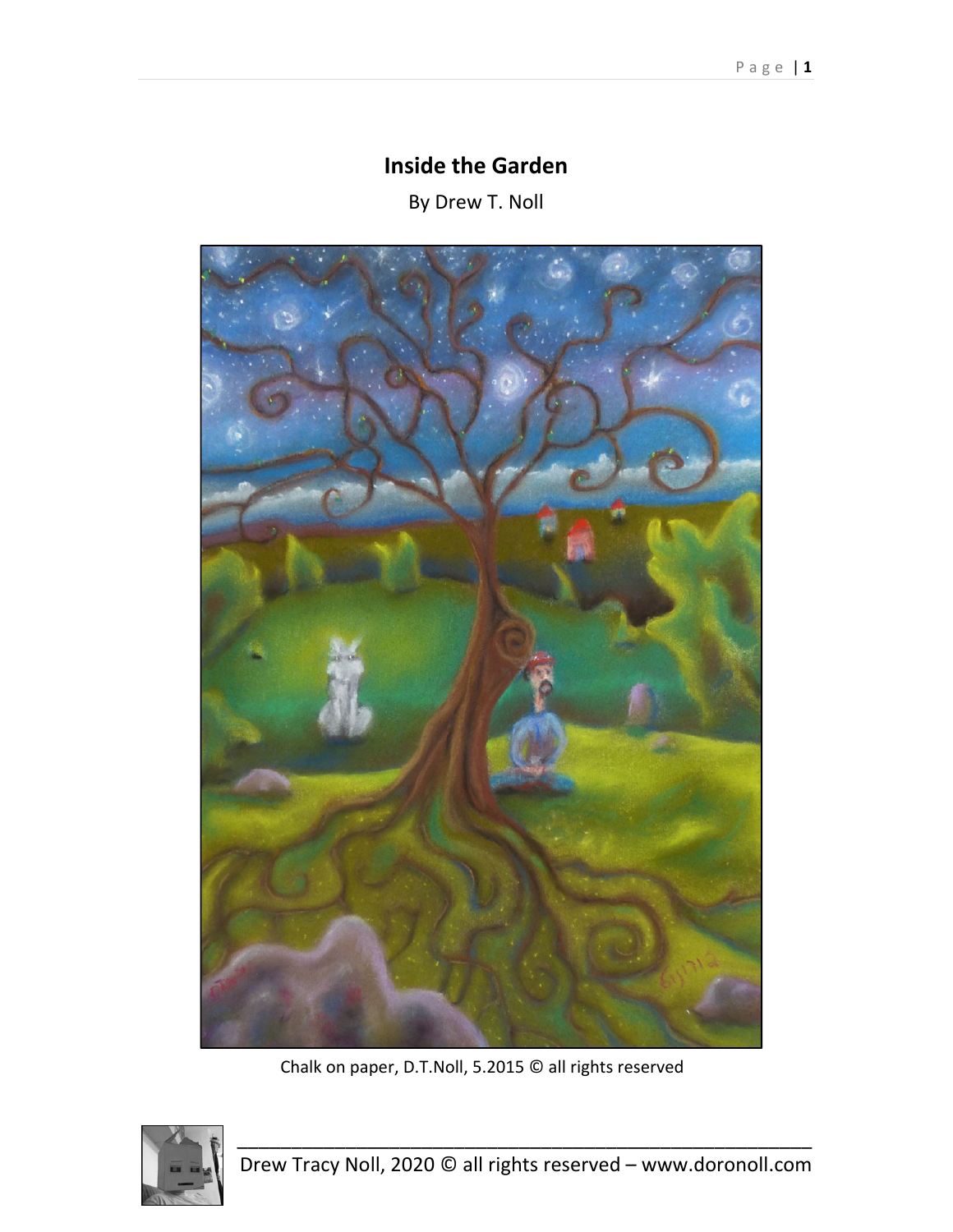# Inside the Garden

By Drew T. Noll

Chalk on paper, D.T.Noll, 5.2015 © all rights reserved

Drew Tracy Noll, 2020 © all rights reserved – www.doronoll.com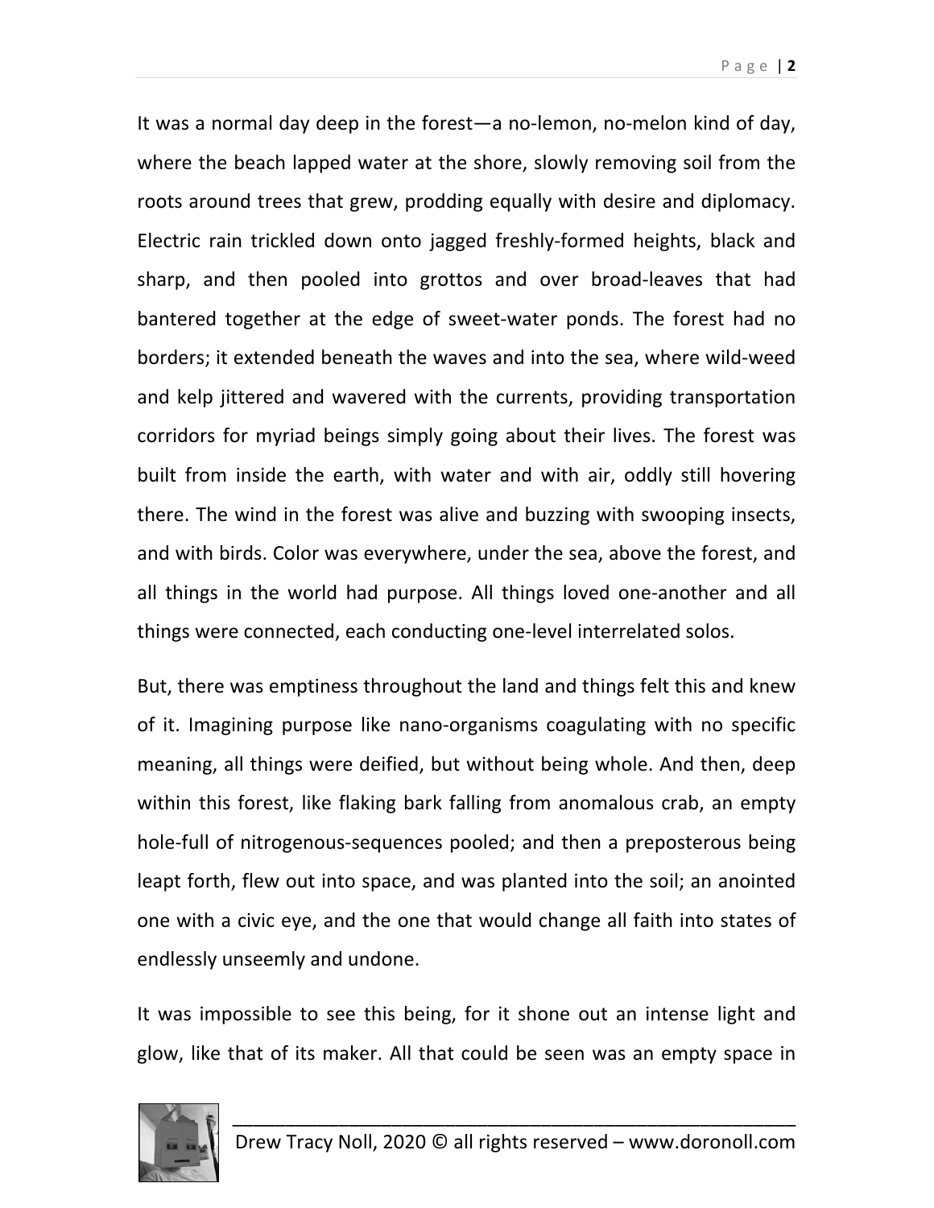It was a normal day deep in the forest—a no-lemon, no-melon kind of day, where the beach lapped water at the shore, slowly removing soil from the roots around trees that grew, prodding equally with desire and diplomacy. Electric rain trickled down onto jagged freshly-formed heights, black and sharp, and then pooled into grottos and over broad-leaves that had bantered together at the edge of sweet-water ponds. The forest had no borders; it extended beneath the waves and into the sea, where wild-weed and kelp jittered and wavered with the currents, providing transportation corridors for myriad beings simply going about their lives. The forest was built from inside the earth, with water and with air, oddly still hovering there. The wind in the forest was alive and buzzing with swooping insects, and with birds. Color was everywhere, under the sea, above the forest, and all things in the world had purpose. All things loved one-another and all things were connected, each conducting one-level interrelated solos.

But, there was emptiness throughout the land and things felt this and knew of it. Imagining purpose like nano-organisms coagulating with no specific meaning, all things were deified, but without being whole. And then, deep within this forest, like flaking bark falling from anomalous crab, an empty hole-full of nitrogenous-sequences pooled; and then a preposterous being leapt forth, flew out into space, and was planted into the soil; an anointed one with a civic eye, and the one that would change all faith into states of endlessly unseemly and undone.

It was impossible to see this being, for it shone out an intense light and glow, like that of its maker. All that could be seen was an empty space in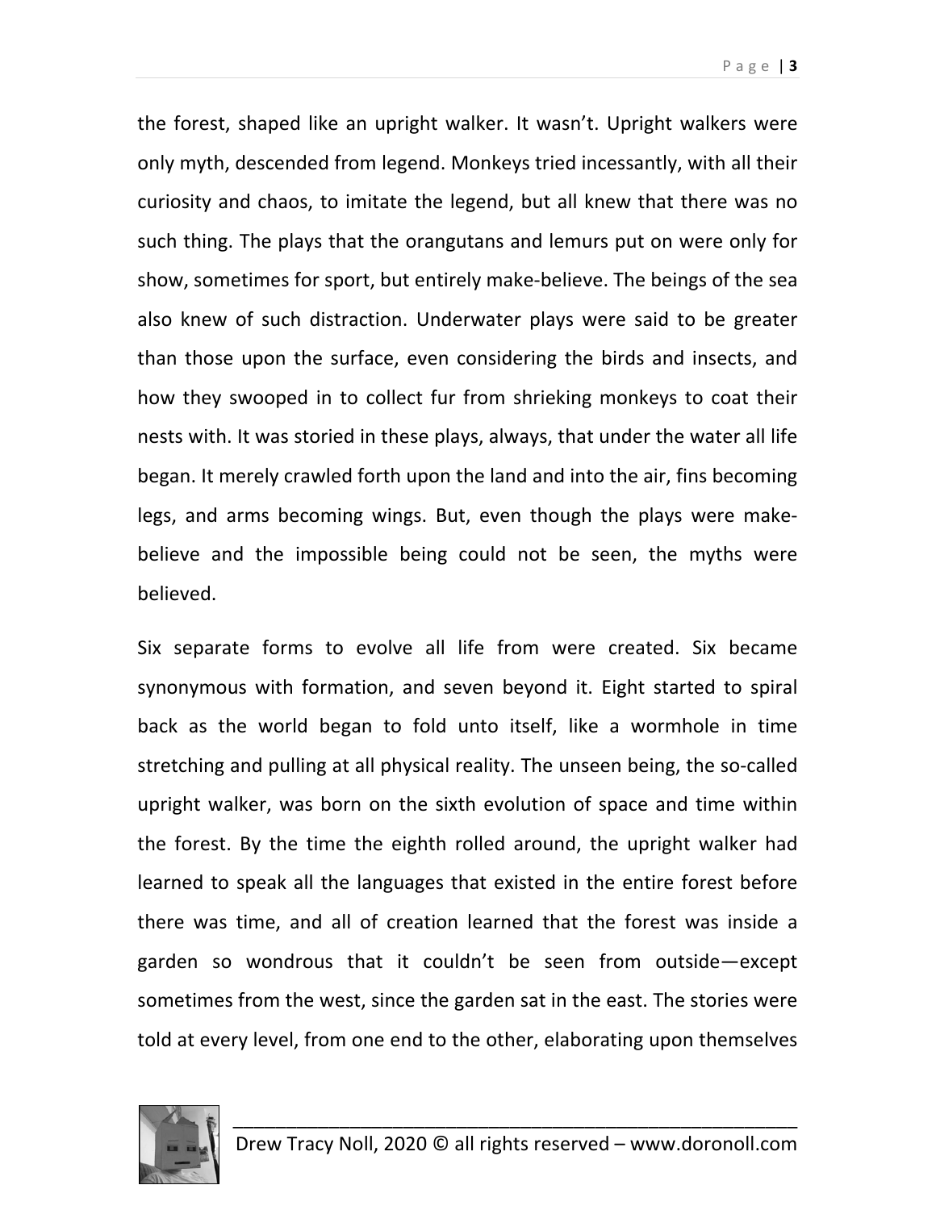the forest, shaped like an upright walker. It wasn't. Upright walkers were only myth, descended from legend. Monkeys tried incessantly, with all their curiosity and chaos, to imitate the legend, but all knew that there was no such thing. The plays that the orangutans and lemurs put on were only for show, sometimes for sport, but entirely make-believe. The beings of the sea also knew of such distraction. Underwater plays were said to be greater than those upon the surface, even considering the birds and insects, and how they swooped in to collect fur from shrieking monkeys to coat their nests with. It was storied in these plays, always, that under the water all life began. It merely crawled forth upon the land and into the air, fins becoming legs, and arms becoming wings. But, even though the plays were make-believe and the impossible being could not be seen, the myths were believed.

Six separate forms to evolve all life from were created. Six became synonymous with formation, and seven beyond it. Eight started to spiral back as the world began to fold unto itself, like a wormhole in time stretching and pulling at all physical reality. The unseen being, the so-called upright walker, was born on the sixth evolution of space and time within the forest. By the time the eighth rolled around, the upright walker had learned to speak all the languages that existed in the entire forest before there was time, and all of creation learned that the forest was inside a garden so wondrous that it couldn't be seen from outside—except sometimes from the west, since the garden sat in the east. The stories were told at every level, from one end to the other, elaborating upon themselves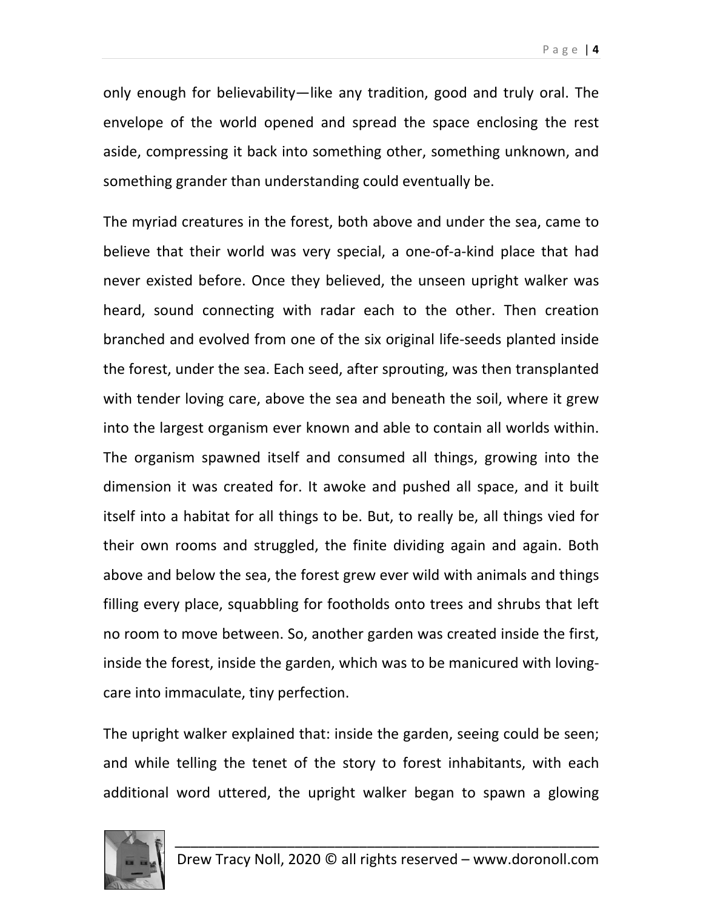only enough for believability—like any tradition, good and truly oral. The envelope of the world opened and spread the space enclosing the rest aside, compressing it back into something other, something unknown, and something grander than understanding could eventually be.

The myriad creatures in the forest, both above and under the sea, came to believe that their world was very special, a one-of-a-kind place that had never existed before. Once they believed, the unseen upright walker was heard, sound connecting with radar each to the other. Then creation branched and evolved from one of the six original life-seeds planted inside the forest, under the sea. Each seed, after sprouting, was then transplanted with tender loving care, above the sea and beneath the soil, where it grew into the largest organism ever known and able to contain all worlds within. The organism spawned itself and consumed all things, growing into the dimension it was created for. It awoke and pushed all space, and it built itself into a habitat for all things to be. But, to really be, all things vied for their own rooms and struggled, the finite dividing again and again. Both above and below the sea, the forest grew ever wild with animals and things filling every place, squabbling for footholds onto trees and shrubs that left no room to move between. So, another garden was created inside the first, inside the forest, inside the garden, which was to be manicured with loving-care into immaculate, tiny perfection.

The upright walker explained that: inside the garden, seeing could be seen; and while telling the tenet of the story to forest inhabitants, with each additional word uttered, the upright walker began to spawn a glowing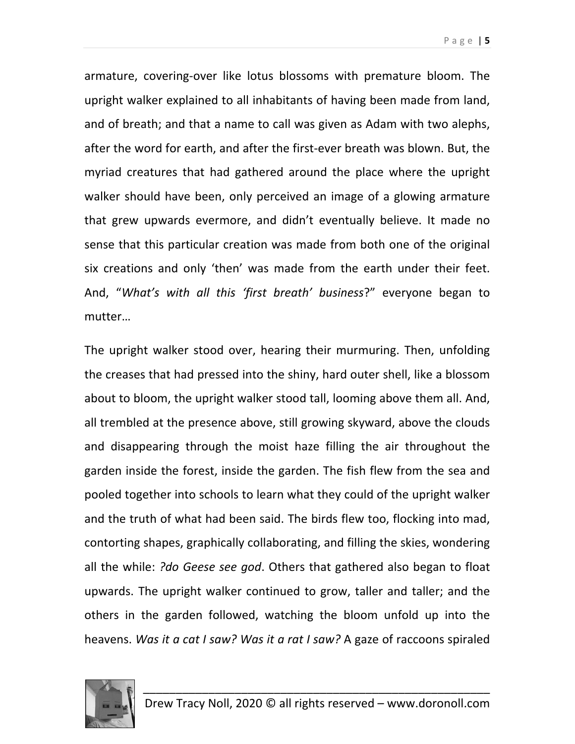armature, covering-over like lotus blossoms with premature bloom. The upright walker explained to all inhabitants of having been made from land, and of breath; and that a name to call was given as Adam with two alephs, after the word for earth, and after the first-ever breath was blown. But, the myriad creatures that had gathered around the place where the upright walker should have been, only perceived an image of a glowing armature that grew upwards evermore, and didn't eventually believe. It made no sense that this particular creation was made from both one of the original six creations and only 'then' was made from the earth under their feet. And, "*What's with all this 'first breath' business*?" everyone began to mutter…

The upright walker stood over, hearing their murmuring. Then, unfolding the creases that had pressed into the shiny, hard outer shell, like a blossom about to bloom, the upright walker stood tall, looming above them all. And, all trembled at the presence above, still growing skyward, above the clouds and disappearing through the moist haze filling the air throughout the garden inside the forest, inside the garden. The fish flew from the sea and pooled together into schools to learn what they could of the upright walker and the truth of what had been said. The birds flew too, flocking into mad, contorting shapes, graphically collaborating, and filling the skies, wondering all the while: *?do Geese see god*. Others that gathered also began to float upwards. The upright walker continued to grow, taller and taller; and the others in the garden followed, watching the bloom unfold up into the heavens. *Was it a cat I saw? Was it a rat I saw?* A gaze of raccoons spiraled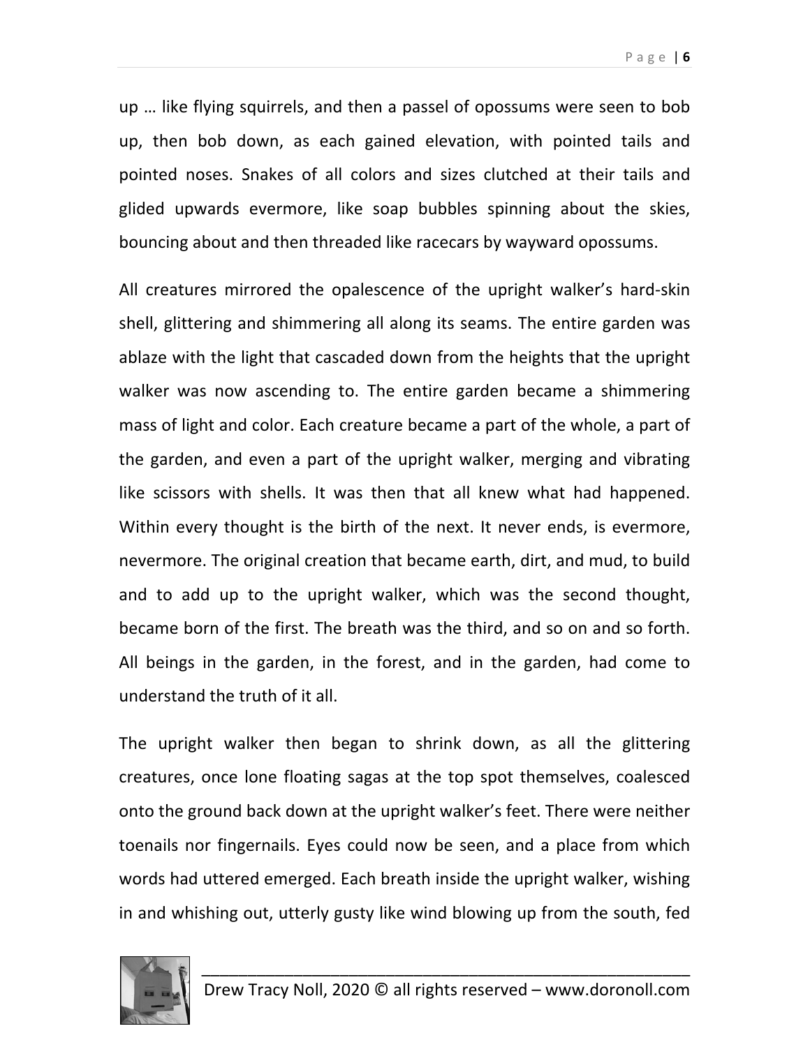up … like flying squirrels, and then a passel of opossums were seen to bob up, then bob down, as each gained elevation, with pointed tails and pointed noses. Snakes of all colors and sizes clutched at their tails and glided upwards evermore, like soap bubbles spinning about the skies, bouncing about and then threaded like racecars by wayward opossums.

All creatures mirrored the opalescence of the upright walker's hard-skin shell, glittering and shimmering all along its seams. The entire garden was ablaze with the light that cascaded down from the heights that the upright walker was now ascending to. The entire garden became a shimmering mass of light and color. Each creature became a part of the whole, a part of the garden, and even a part of the upright walker, merging and vibrating like scissors with shells. It was then that all knew what had happened. Within every thought is the birth of the next. It never ends, is evermore, nevermore. The original creation that became earth, dirt, and mud, to build and to add up to the upright walker, which was the second thought, became born of the first. The breath was the third, and so on and so forth. All beings in the garden, in the forest, and in the garden, had come to understand the truth of it all.

The upright walker then began to shrink down, as all the glittering creatures, once lone floating sagas at the top spot themselves, coalesced onto the ground back down at the upright walker's feet. There were neither toenails nor fingernails. Eyes could now be seen, and a place from which words had uttered emerged. Each breath inside the upright walker, wishing in and whishing out, utterly gusty like wind blowing up from the south, fed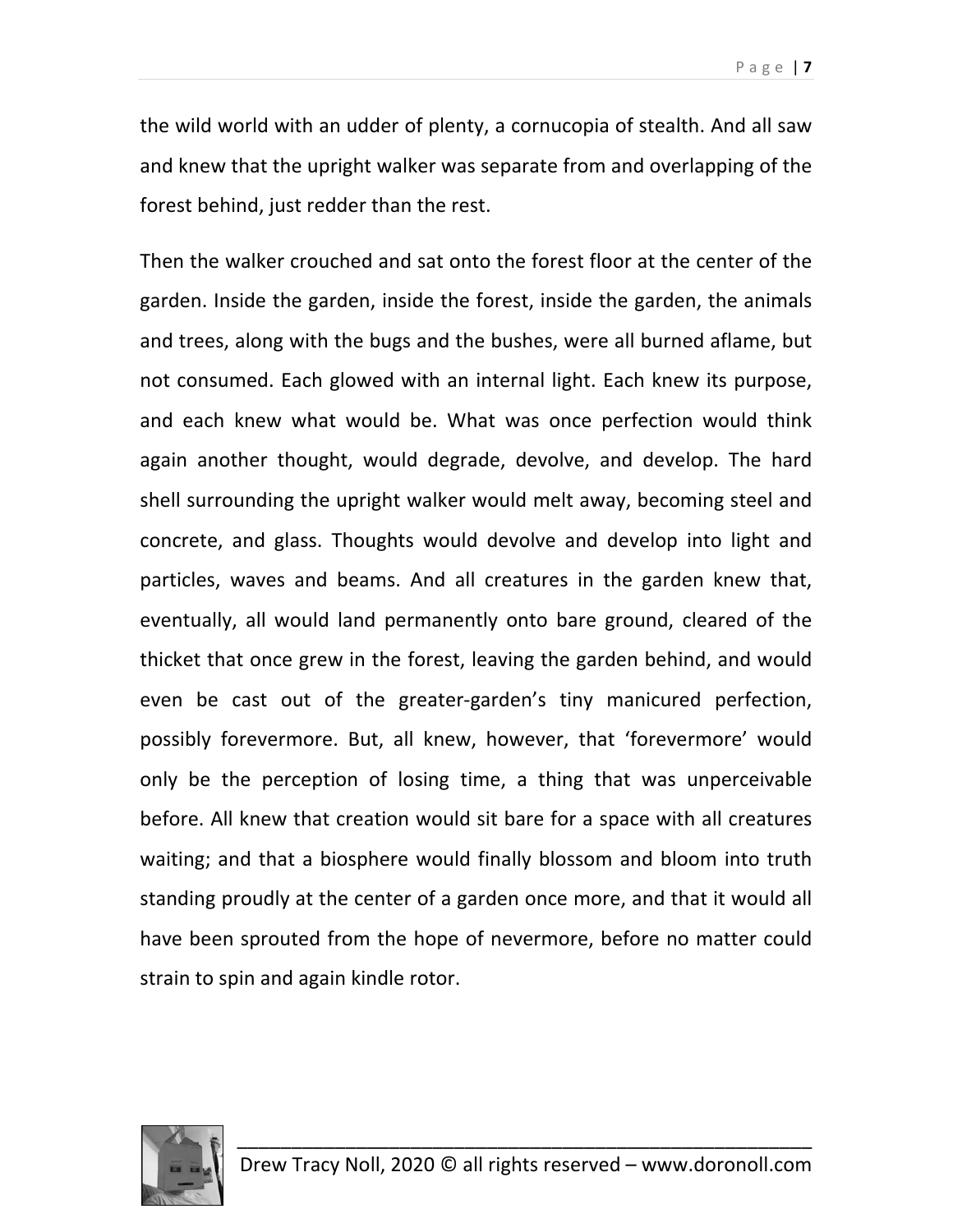the wild world with an udder of plenty, a cornucopia of stealth. And all saw and knew that the upright walker was separate from and overlapping of the forest behind, just redder than the rest.

Then the walker crouched and sat onto the forest floor at the center of the garden. Inside the garden, inside the forest, inside the garden, the animals and trees, along with the bugs and the bushes, were all burned aflame, but not consumed. Each glowed with an internal light. Each knew its purpose, and each knew what would be. What was once perfection would think again another thought, would degrade, devolve, and develop. The hard shell surrounding the upright walker would melt away, becoming steel and concrete, and glass. Thoughts would devolve and develop into light and particles, waves and beams. And all creatures in the garden knew that, eventually, all would land permanently onto bare ground, cleared of the thicket that once grew in the forest, leaving the garden behind, and would even be cast out of the greater-garden's tiny manicured perfection, possibly forevermore. But, all knew, however, that 'forevermore' would only be the perception of losing time, a thing that was unperceivable before. All knew that creation would sit bare for a space with all creatures waiting; and that a biosphere would finally blossom and bloom into truth standing proudly at the center of a garden once more, and that it would all have been sprouted from the hope of nevermore, before no matter could strain to spin and again kindle rotor.